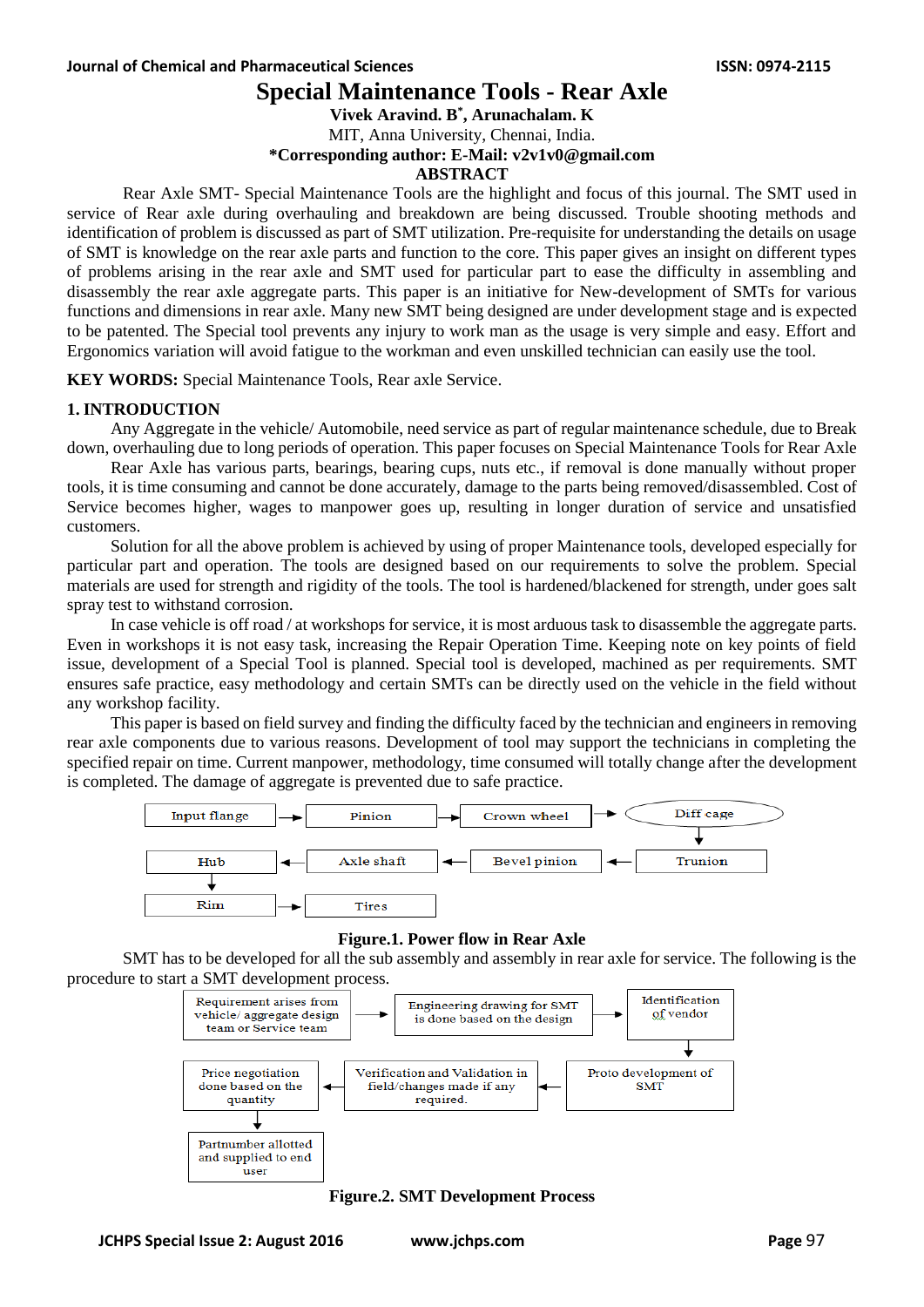# Special Maintenance Tools - Rear Axle

**Vivek Aravind. B*, Arunachalam. K**

MIT, Anna University, Chennai, India.

***Corresponding author: E-Mail: v2v1v0@gmail.com**

## ABSTRACT

Rear Axle SMT- Special Maintenance Tools are the highlight and focus of this journal. The SMT used in service of Rear axle during overhauling and breakdown are being discussed. Trouble shooting methods and identification of problem is discussed as part of SMT utilization. Pre-requisite for understanding the details on usage of SMT is knowledge on the rear axle parts and function to the core. This paper gives an insight on different types of problems arising in the rear axle and SMT used for particular part to ease the difficulty in assembling and disassembly the rear axle aggregate parts. This paper is an initiative for New-development of SMTs for various functions and dimensions in rear axle. Many new SMT being designed are under development stage and is expected to be patented. The Special tool prevents any injury to work man as the usage is very simple and easy. Effort and Ergonomics variation will avoid fatigue to the workman and even unskilled technician can easily use the tool.

**KEY WORDS:** Special Maintenance Tools, Rear axle Service.

## 1. INTRODUCTION

Any Aggregate in the vehicle/ Automobile, need service as part of regular maintenance schedule, due to Break down, overhauling due to long periods of operation. This paper focuses on Special Maintenance Tools for Rear Axle

Rear Axle has various parts, bearings, bearing cups, nuts etc., if removal is done manually without proper tools, it is time consuming and cannot be done accurately, damage to the parts being removed/disassembled. Cost of Service becomes higher, wages to manpower goes up, resulting in longer duration of service and unsatisfied customers.

Solution for all the above problem is achieved by using of proper Maintenance tools, developed especially for particular part and operation. The tools are designed based on our requirements to solve the problem. Special materials are used for strength and rigidity of the tools. The tool is hardened/blackened for strength, under goes salt spray test to withstand corrosion.

In case vehicle is off road / at workshops for service, it is most arduous task to disassemble the aggregate parts. Even in workshops it is not easy task, increasing the Repair Operation Time. Keeping note on key points of field issue, development of a Special Tool is planned. Special tool is developed, machined as per requirements. SMT ensures safe practice, easy methodology and certain SMTs can be directly used on the vehicle in the field without any workshop facility.

This paper is based on field survey and finding the difficulty faced by the technician and engineers in removing rear axle components due to various reasons. Development of tool may support the technicians in completing the specified repair on time. Current manpower, methodology, time consumed will totally change after the development is completed. The damage of aggregate is prevented due to safe practice.

Input flange → Pinion → Crown wheel → Diff cage → Trunion → Bevel pinion → Axle shaft → Hub → Rim → Tires

**Figure.1. Power flow in Rear Axle**

SMT has to be developed for all the sub assembly and assembly in rear axle for service. The following is the procedure to start a SMT development process.

Requirement arises from vehicle/ aggregate design team or Service team → Engineering drawing for SMT is done based on the design → Identification of vendor → Proto development of SMT → Verification and Validation in field/changes made if any required. → Price negotiation done based on the quantity → Partnumber allotted and supplied to end user

**Figure.2. SMT Development Process**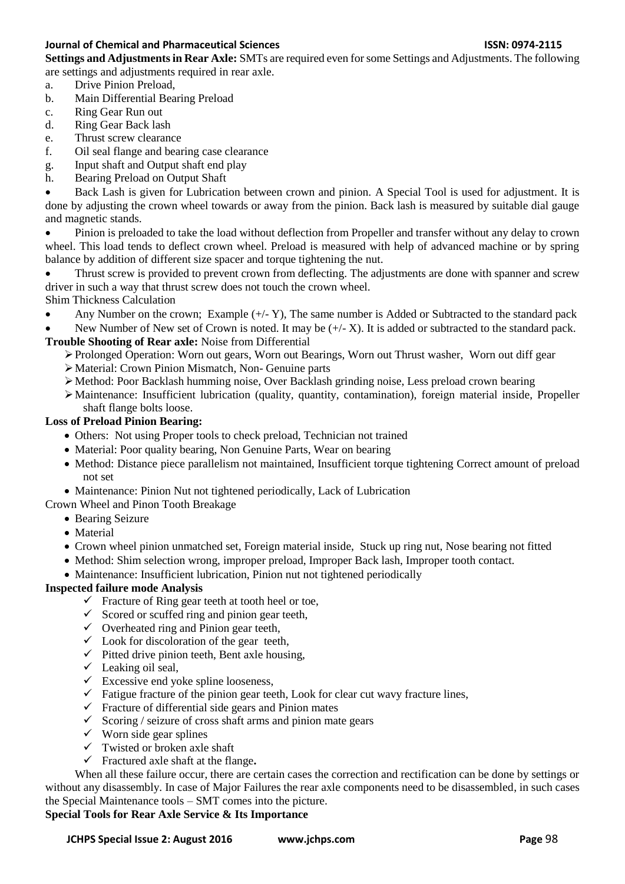**Settings and Adjustments in Rear Axle:** SMTs are required even for some Settings and Adjustments. The following are settings and adjustments required in rear axle.

a. Drive Pinion Preload,
b. Main Differential Bearing Preload
c. Ring Gear Run out
d. Ring Gear Back lash
e. Thrust screw clearance
f. Oil seal flange and bearing case clearance
g. Input shaft and Output shaft end play
h. Bearing Preload on Output Shaft

- Back Lash is given for Lubrication between crown and pinion. A Special Tool is used for adjustment. It is done by adjusting the crown wheel towards or away from the pinion. Back lash is measured by suitable dial gauge and magnetic stands.
- Pinion is preloaded to take the load without deflection from Propeller and transfer without any delay to crown wheel. This load tends to deflect crown wheel. Preload is measured with help of advanced machine or by spring balance by addition of different size spacer and torque tightening the nut.
- Thrust screw is provided to prevent crown from deflecting. The adjustments are done with spanner and screw driver in such a way that thrust screw does not touch the crown wheel.

Shim Thickness Calculation

- Any Number on the crown; Example (+/- Y), The same number is Added or Subtracted to the standard pack
- New Number of New set of Crown is noted. It may be (+/- X). It is added or subtracted to the standard pack.

**Trouble Shooting of Rear axle:** Noise from Differential

- Prolonged Operation: Worn out gears, Worn out Bearings, Worn out Thrust washer, Worn out diff gear
- Material: Crown Pinion Mismatch, Non- Genuine parts
- Method: Poor Backlash humming noise, Over Backlash grinding noise, Less preload crown bearing
- Maintenance: Insufficient lubrication (quality, quantity, contamination), foreign material inside, Propeller shaft flange bolts loose.

**Loss of Preload Pinion Bearing:**

- Others: Not using Proper tools to check preload, Technician not trained
- Material: Poor quality bearing, Non Genuine Parts, Wear on bearing
- Method: Distance piece parallelism not maintained, Insufficient torque tightening Correct amount of preload not set
- Maintenance: Pinion Nut not tightened periodically, Lack of Lubrication

Crown Wheel and Pinon Tooth Breakage

- Bearing Seizure
- Material
- Crown wheel pinion unmatched set, Foreign material inside, Stuck up ring nut, Nose bearing not fitted
- Method: Shim selection wrong, improper preload, Improper Back lash, Improper tooth contact.
- Maintenance: Insufficient lubrication, Pinion nut not tightened periodically

**Inspected failure mode Analysis**

- ✓ Fracture of Ring gear teeth at tooth heel or toe,
- ✓ Scored or scuffed ring and pinion gear teeth,
- ✓ Overheated ring and Pinion gear teeth,
- ✓ Look for discoloration of the gear teeth,
- ✓ Pitted drive pinion teeth, Bent axle housing,
- ✓ Leaking oil seal,
- ✓ Excessive end yoke spline looseness,
- ✓ Fatigue fracture of the pinion gear teeth, Look for clear cut wavy fracture lines,
- ✓ Fracture of differential side gears and Pinion mates
- ✓ Scoring / seizure of cross shaft arms and pinion mate gears
- ✓ Worn side gear splines
- ✓ Twisted or broken axle shaft
- ✓ Fractured axle shaft at the flange**.**

When all these failure occur, there are certain cases the correction and rectification can be done by settings or without any disassembly. In case of Major Failures the rear axle components need to be disassembled, in such cases the Special Maintenance tools – SMT comes into the picture.

**Special Tools for Rear Axle Service & Its Importance**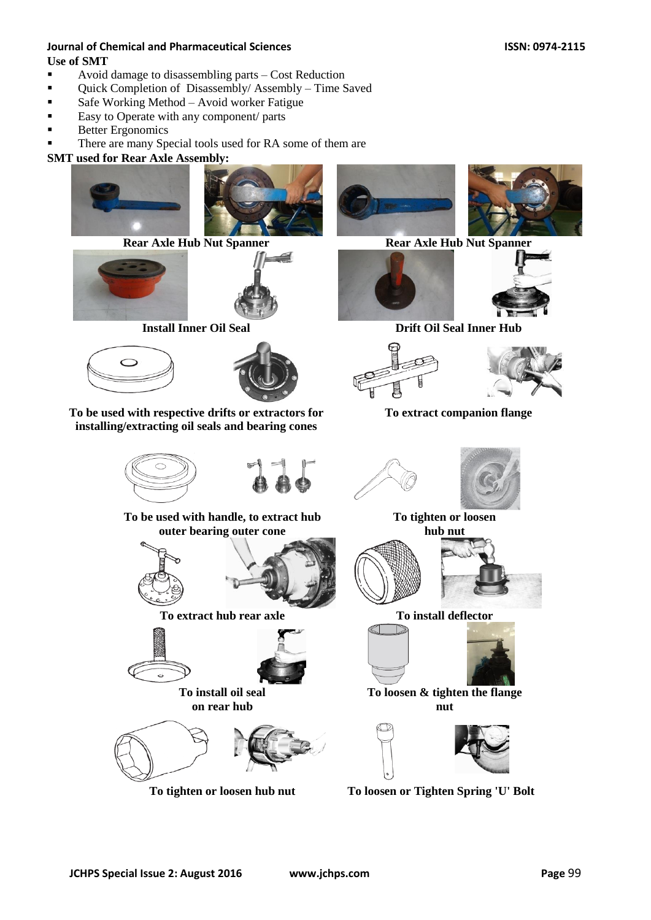**Use of SMT**

- Avoid damage to disassembling parts – Cost Reduction
- Quick Completion of Disassembly/ Assembly – Time Saved
- Safe Working Method – Avoid worker Fatigue
- Easy to Operate with any component/ parts
- Better Ergonomics
- There are many Special tools used for RA some of them are

**SMT used for Rear Axle Assembly:**

**Rear Axle Hub Nut Spanner**

**Rear Axle Hub Nut Spanner**

**Install Inner Oil Seal**

**Drift Oil Seal Inner Hub**

**To be used with respective drifts or extractors for installing/extracting oil seals and bearing cones**

**To extract companion flange**

**To be used with handle, to extract hub outer bearing outer cone**

**To tighten or loosen hub nut**

**To extract hub rear axle**

**To install deflector**

**To install oil seal on rear hub**

**To loosen & tighten the flange nut**

**To tighten or loosen hub nut**

**To loosen or Tighten Spring 'U' Bolt**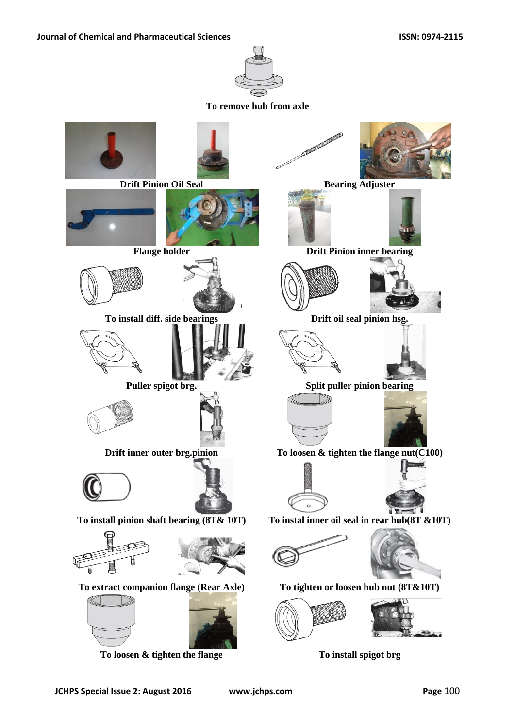To remove hub from axle

Drift Pinion Oil Seal

Bearing Adjuster

Flange holder

Drift Pinion inner bearing

To install diff. side bearings

Drift oil seal pinion hsg.

Puller spigot brg.

Split puller pinion bearing

Drift inner outer brg.pinion

To loosen & tighten the flange nut(C100)

To install pinion shaft bearing (8T& 10T)

To instal inner oil seal in rear hub(8T &10T)

To extract companion flange (Rear Axle)

To tighten or loosen hub nut (8T&10T)

To loosen & tighten the flange

To install spigot brg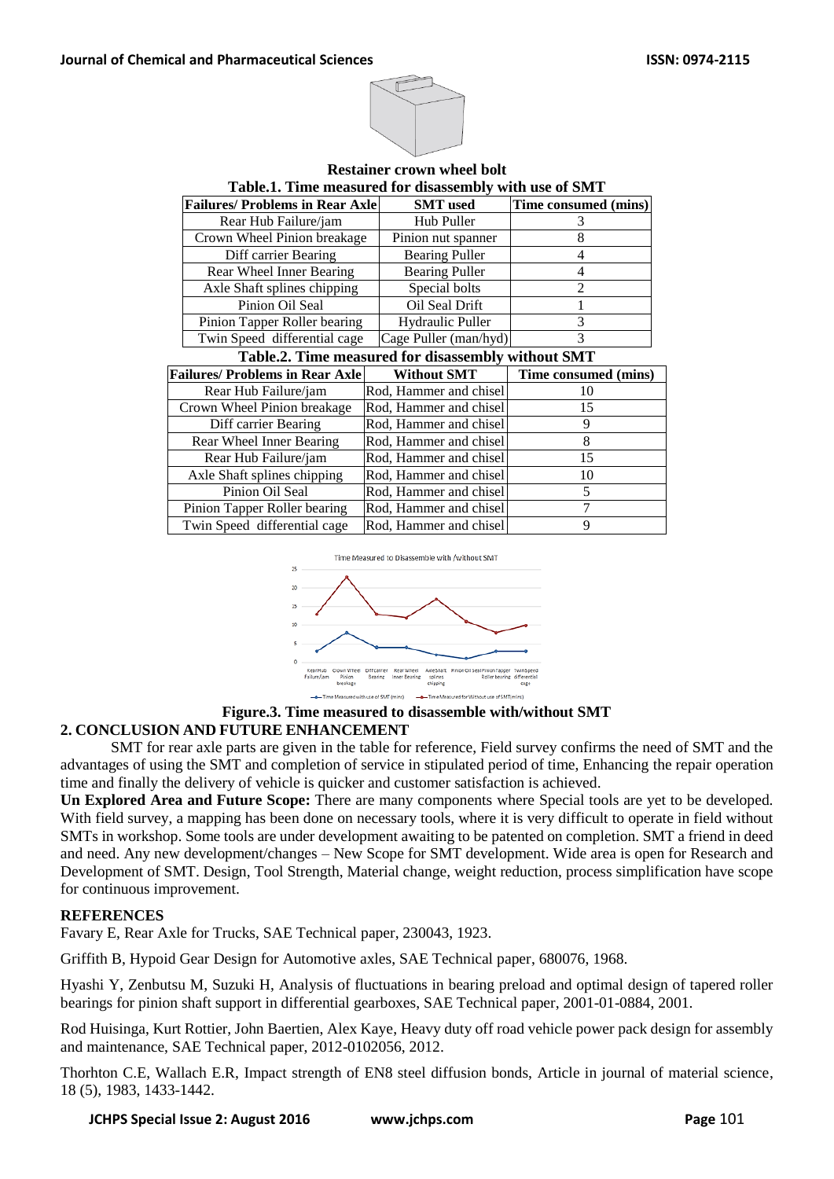**Restainer crown wheel bolt**

**Table.1. Time measured for disassembly with use of SMT**

| Failures/ Problems in Rear Axle | SMT used | Time consumed (mins) |
|---|---|---|
| Rear Hub Failure/jam | Hub Puller | 3 |
| Crown Wheel Pinion breakage | Pinion nut spanner | 8 |
| Diff carrier Bearing | Bearing Puller | 4 |
| Rear Wheel Inner Bearing | Bearing Puller | 4 |
| Axle Shaft splines chipping | Special bolts | 2 |
| Pinion Oil Seal | Oil Seal Drift | 1 |
| Pinion Tapper Roller bearing | Hydraulic Puller | 3 |
| Twin Speed differential cage | Cage Puller (man/hyd) | 3 |

**Table.2. Time measured for disassembly without SMT**

| Failures/ Problems in Rear Axle | Without SMT | Time consumed (mins) |
|---|---|---|
| Rear Hub Failure/jam | Rod, Hammer and chisel | 10 |
| Crown Wheel Pinion breakage | Rod, Hammer and chisel | 15 |
| Diff carrier Bearing | Rod, Hammer and chisel | 9 |
| Rear Wheel Inner Bearing | Rod, Hammer and chisel | 8 |
| Rear Hub Failure/jam | Rod, Hammer and chisel | 15 |
| Axle Shaft splines chipping | Rod, Hammer and chisel | 10 |
| Pinion Oil Seal | Rod, Hammer and chisel | 5 |
| Pinion Tapper Roller bearing | Rod, Hammer and chisel | 7 |
| Twin Speed differential cage | Rod, Hammer and chisel | 9 |

Time Measured to Disassemble with /without SMT

25
20
15
10
5
0

RearHub Failure/jam
Crown Wheel Pinion breakage
Diff carrier Bearing
Rear Wheel Inner Bearing
AxleShaft splines chipping
Pinion Oil Seal
Pinion Tapper Roller bearing
TwinSpeed differential cage

Time Measured with use of SMT (mins)
Time Measured for Without use of SMT(mins)

**Figure.3. Time measured to disassemble with/without SMT**

## 2. CONCLUSION AND FUTURE ENHANCEMENT

SMT for rear axle parts are given in the table for reference, Field survey confirms the need of SMT and the advantages of using the SMT and completion of service in stipulated period of time, Enhancing the repair operation time and finally the delivery of vehicle is quicker and customer satisfaction is achieved.

**Un Explored Area and Future Scope:** There are many components where Special tools are yet to be developed. With field survey, a mapping has been done on necessary tools, where it is very difficult to operate in field without SMTs in workshop. Some tools are under development awaiting to be patented on completion. SMT a friend in deed and need. Any new development/changes – New Scope for SMT development. Wide area is open for Research and Development of SMT. Design, Tool Strength, Material change, weight reduction, process simplification have scope for continuous improvement.

## REFERENCES

Favary E, Rear Axle for Trucks, SAE Technical paper, 230043, 1923.

Griffith B, Hypoid Gear Design for Automotive axles, SAE Technical paper, 680076, 1968.

Hyashi Y, Zenbutsu M, Suzuki H, Analysis of fluctuations in bearing preload and optimal design of tapered roller bearings for pinion shaft support in differential gearboxes, SAE Technical paper, 2001-01-0884, 2001.

Rod Huisinga, Kurt Rottier, John Baertien, Alex Kaye, Heavy duty off road vehicle power pack design for assembly and maintenance, SAE Technical paper, 2012-0102056, 2012.

Thorhton C.E, Wallach E.R, Impact strength of EN8 steel diffusion bonds, Article in journal of material science, 18 (5), 1983, 1433-1442.